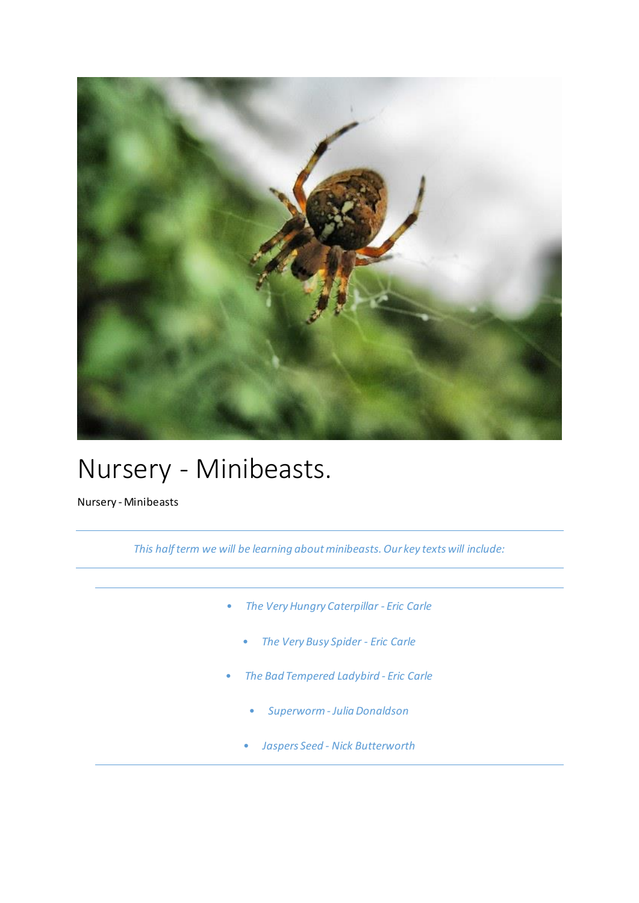# Nursery - Minibeasts.

Nursery - Minibeasts

*This half term we will be learning about minibeasts. Our key texts will include:*

- *The Very Hungry Caterpillar - Eric Carle*
- *The Very Busy Spider - Eric Carle*
- *The Bad Tempered Ladybird - Eric Carle*
- *Superworm - Julia Donaldson*
- *Jaspers Seed - Nick Butterworth*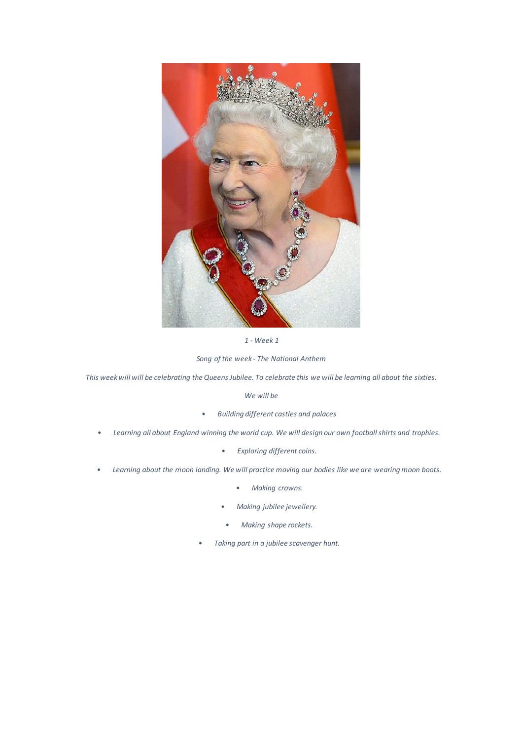*1 - Week 1*

*Song of the week - The National Anthem*

*This week will will be celebrating the Queens Jubilee. To celebrate this we will be learning all about the sixties.*

*We will be*

- *Building different castles and palaces*
- *Learning all about England winning the world cup. We will design our own football shirts and trophies.*
- *Exploring different coins.*
- *Learning about the moon landing. We will practice moving our bodies like we are wearing moon boots.*
- *Making crowns.*
- *Making jubilee jewellery.*
- *Making shape rockets.*
- *Taking part in a jubilee scavenger hunt.*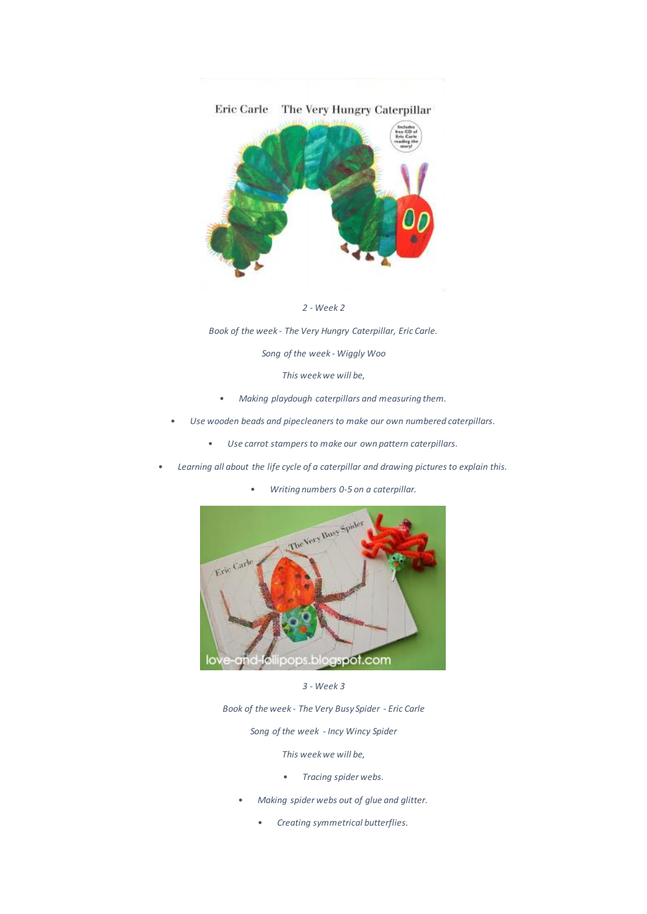*2 - Week 2*

*Book of the week - The Very Hungry Caterpillar, Eric Carle.*

*Song of the week - Wiggly Woo*

*This week we will be,*

- *Making playdough caterpillars and measuring them.*
- *Use wooden beads and pipecleaners to make our own numbered caterpillars.*
- *Use carrot stampers to make our own pattern caterpillars.*
- *Learning all about the life cycle of a caterpillar and drawing pictures to explain this.*
- *Writing numbers 0-5 on a caterpillar.*

*3 - Week 3*

*Book of the week - The Very Busy Spider - Eric Carle*

*Song of the week - Incy Wincy Spider*

*This week we will be,*

- *Tracing spider webs.*
- *Making spider webs out of glue and glitter.*
- *Creating symmetrical butterflies.*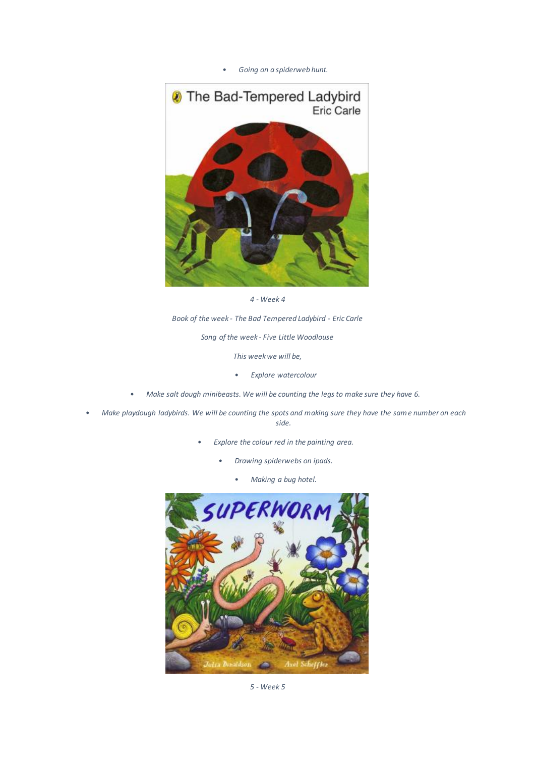- *Going on a spiderweb hunt.*

*4 - Week 4*

*Book of the week - The Bad Tempered Ladybird - Eric Carle*

*Song of the week - Five Little Woodlouse*

*This week we will be,*

- *Explore watercolour*
- *Make salt dough minibeasts. We will be counting the legs to make sure they have 6.*
- *Make playdough ladybirds. We will be counting the spots and making sure they have the same number on each side.*
- *Explore the colour red in the painting area.*
- *Drawing spiderwebs on ipads.*
- *Making a bug hotel.*

*5 - Week 5*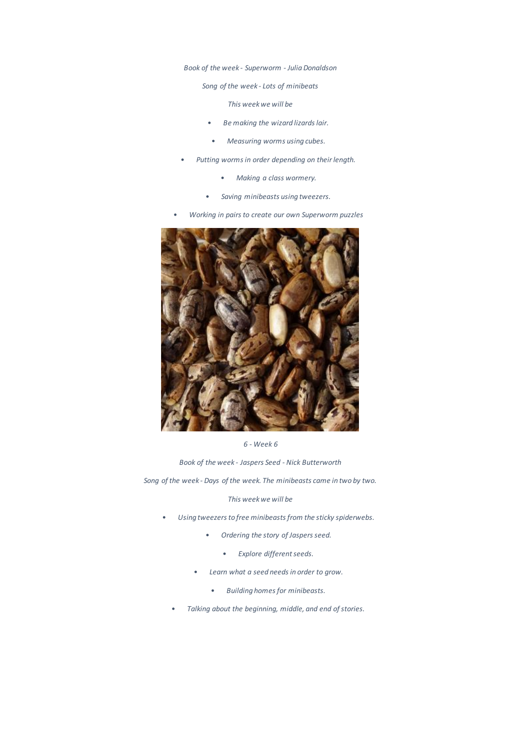*Book of the week - Superworm - Julia Donaldson*

*Song of the week - Lots of minibeats*

*This week we will be*

- *Be making the wizard lizards lair.*
- *Measuring worms using cubes.*
- *Putting worms in order depending on their length.*
- *Making a class wormery.*
- *Saving minibeasts using tweezers.*
- *Working in pairs to create our own Superworm puzzles*

*6 - Week 6*

*Book of the week - Jaspers Seed - Nick Butterworth*

*Song of the week - Days of the week. The minibeasts came in two by two.*

*This week we will be*

- *Using tweezers to free minibeasts from the sticky spiderwebs.*
- *Ordering the story of Jaspers seed.*
- *Explore different seeds.*
- *Learn what a seed needs in order to grow.*
- *Building homes for minibeasts.*
- *Talking about the beginning, middle, and end of stories.*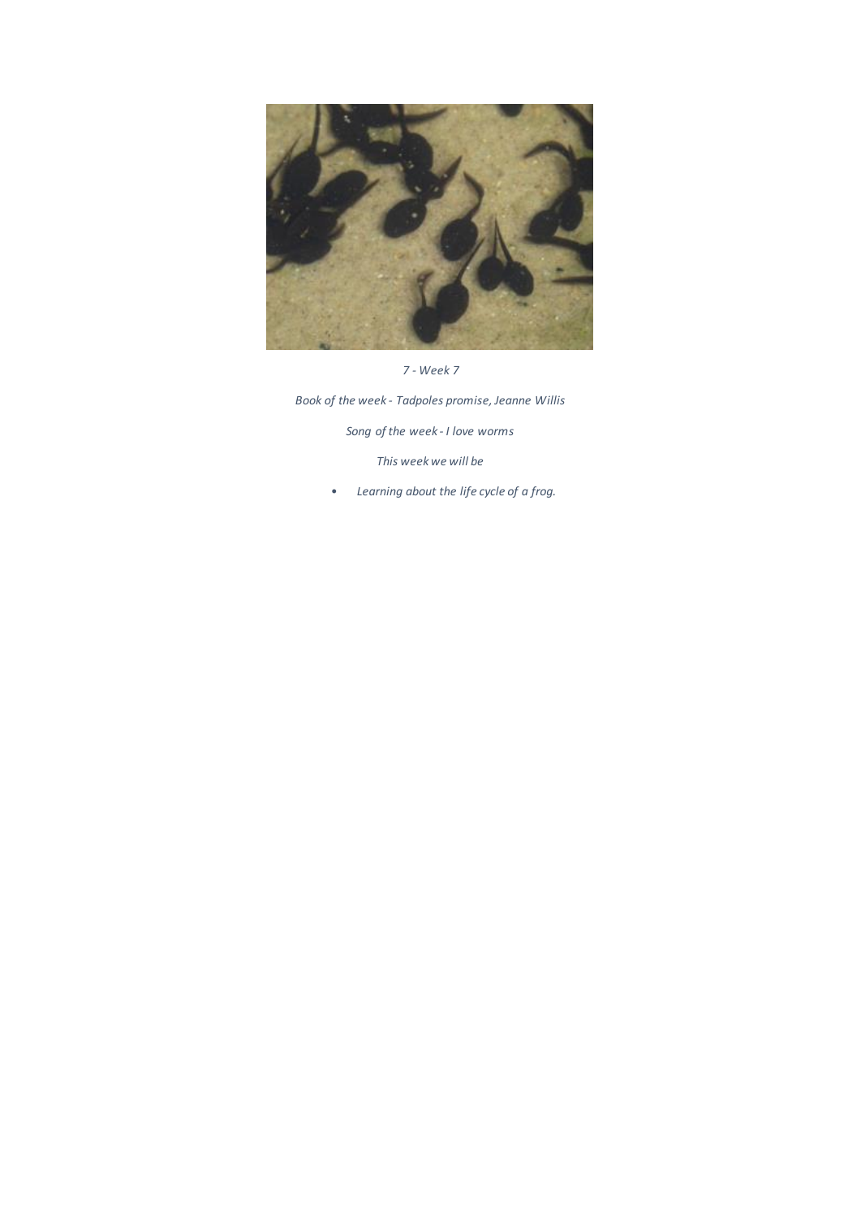*7 - Week 7*

*Book of the week - Tadpoles promise, Jeanne Willis*

*Song of the week - I love worms*

*This week we will be*

- *Learning about the life cycle of a frog.*